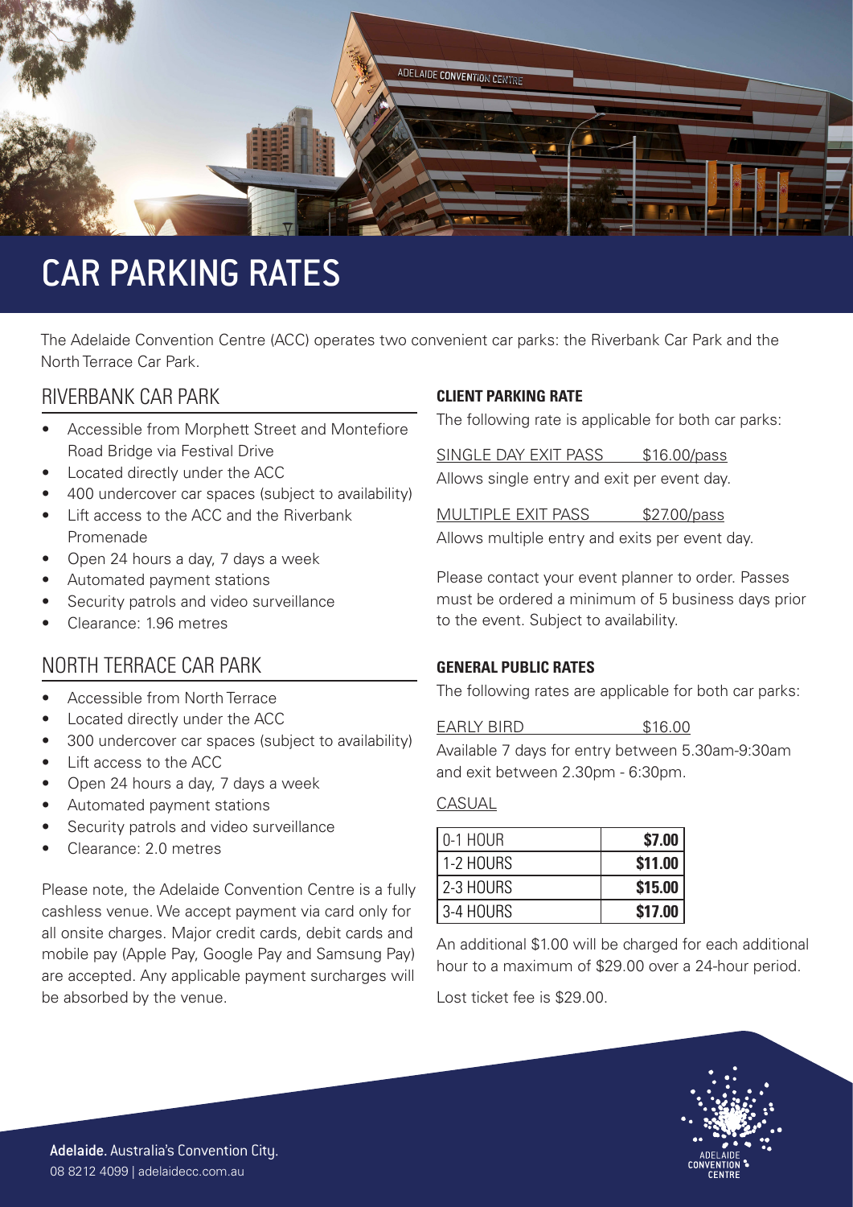# CAR PARKING RATES

The Adelaide Convention Centre (ACC) operates two convenient car parks: the Riverbank Car Park and the North Terrace Car Park.

## RIVERBANK CAR PARK

- Accessible from Morphett Street and Montefiore Road Bridge via Festival Drive
- Located directly under the ACC
- 400 undercover car spaces (subject to availability)
- Lift access to the ACC and the Riverbank Promenade
- Open 24 hours a day, 7 days a week
- Automated payment stations
- Security patrols and video surveillance
- Clearance: 1.96 metres

## NORTH TERRACE CAR PARK

- Accessible from North Terrace
- Located directly under the ACC
- 300 undercover car spaces (subject to availability)
- Lift access to the ACC
- Open 24 hours a day, 7 days a week
- Automated payment stations
- Security patrols and video surveillance
- Clearance: 2.0 metres

Please note, the Adelaide Convention Centre is a fully cashless venue. We accept payment via card only for all onsite charges. Major credit cards, debit cards and mobile pay (Apple Pay, Google Pay and Samsung Pay) are accepted. Any applicable payment surcharges will be absorbed by the venue.

### CLIENT PARKING RATE

The following rate is applicable for both car parks:

SINGLE DAY EXIT PASS $16.00/pass

Allows single entry and exit per event day.

MULTIPLE EXIT PASS $27.00/pass

Allows multiple entry and exits per event day.

Please contact your event planner to order. Passes must be ordered a minimum of 5 business days prior to the event. Subject to availability.

### GENERAL PUBLIC RATES

The following rates are applicable for both car parks:

EARLY BIRD $16.00

Available 7 days for entry between 5.30am-9:30am and exit between 2.30pm - 6:30pm.

CASUAL

| 0-1 HOUR | $7.00 |
|---|---|
| 1-2 HOURS | $11.00 |
| 2-3 HOURS | $15.00 |
| 3-4 HOURS | $17.00 |

An additional $1.00 will be charged for each additional hour to a maximum of $29.00 over a 24-hour period.

Lost ticket fee is $29.00.

**Adelaide.** Australia's Convention City.
08 8212 4099 | adelaidecc.com.au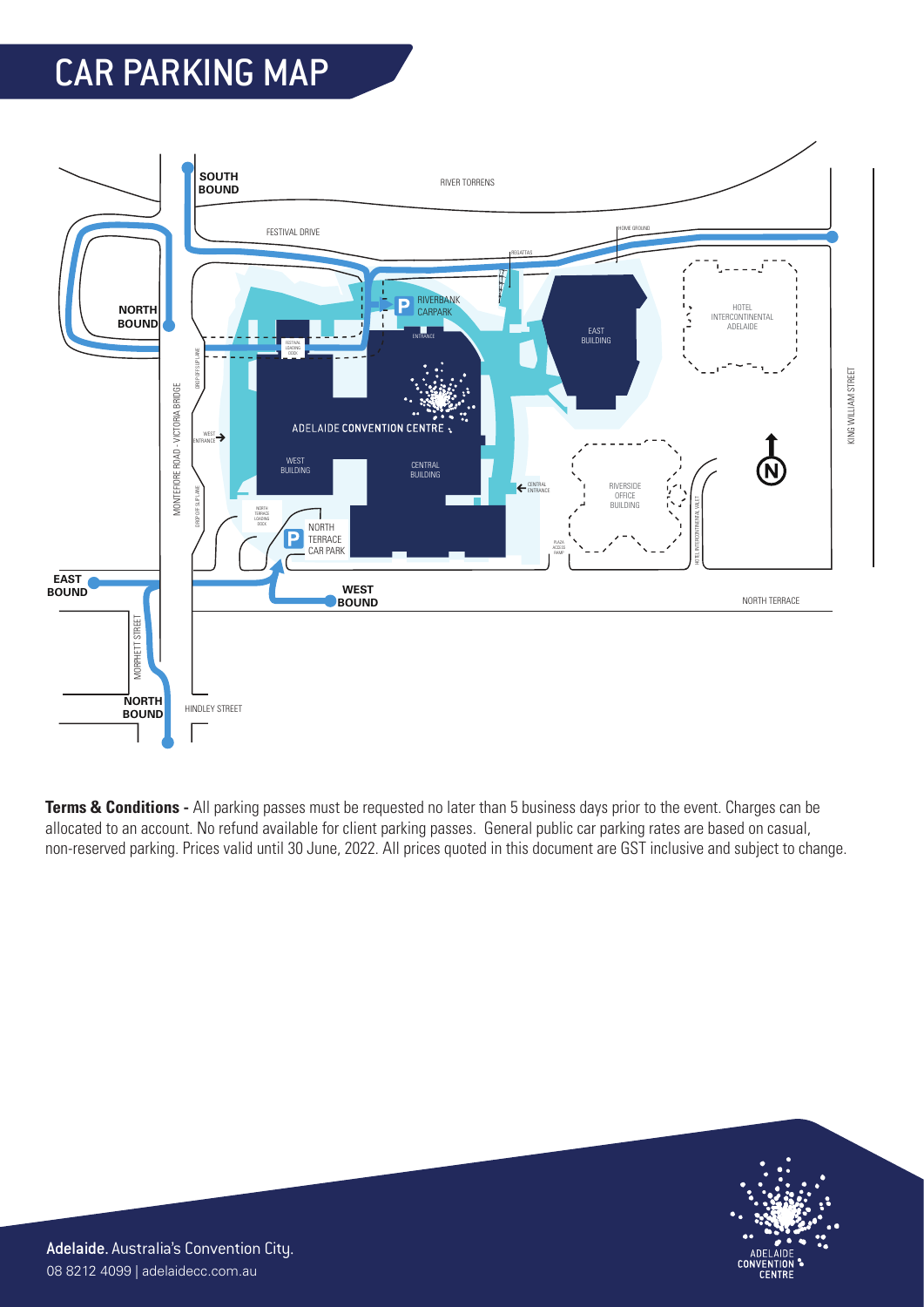# CAR PARKING MAP

SOUTH BOUND

RIVER TORRENS

FESTIVAL DRIVE

HOME GROUND

REGATTAS

NORTH BOUND

RIVERBANK CARPARK

ENTRANCE

FESTIVAL LOADING DOCK

EAST BUILDING

HOTEL INTERCONTINENTAL ADELAIDE

DROP OFF SLIP LANE

MONTEFIORE ROAD - VICTORIA BRIDGE

ADELAIDE CONVENTION CENTRE

WEST ENTRANCE

KING WILLIAM STREET

WEST BUILDING

CENTRAL BUILDING

CENTRAL ENTRANCE

RIVERSIDE OFFICE BUILDING

HOTEL INTERCONTINENTAL VALET

NORTH TERRACE LOADING DOCK

NORTH TERRACE CAR PARK

PLAZA ACCESS RAMP

EAST BOUND

WEST BOUND

NORTH TERRACE

MORPHETT STREET

NORTH BOUND

HINDLEY STREET

**Terms & Conditions -** All parking passes must be requested no later than 5 business days prior to the event. Charges can be allocated to an account. No refund available for client parking passes. General public car parking rates are based on casual, non-reserved parking. Prices valid until 30 June, 2022. All prices quoted in this document are GST inclusive and subject to change.

**Adelaide.** Australia's Convention City.
08 8212 4099 | adelaidecc.com.au

ADELAIDE CONVENTION CENTRE